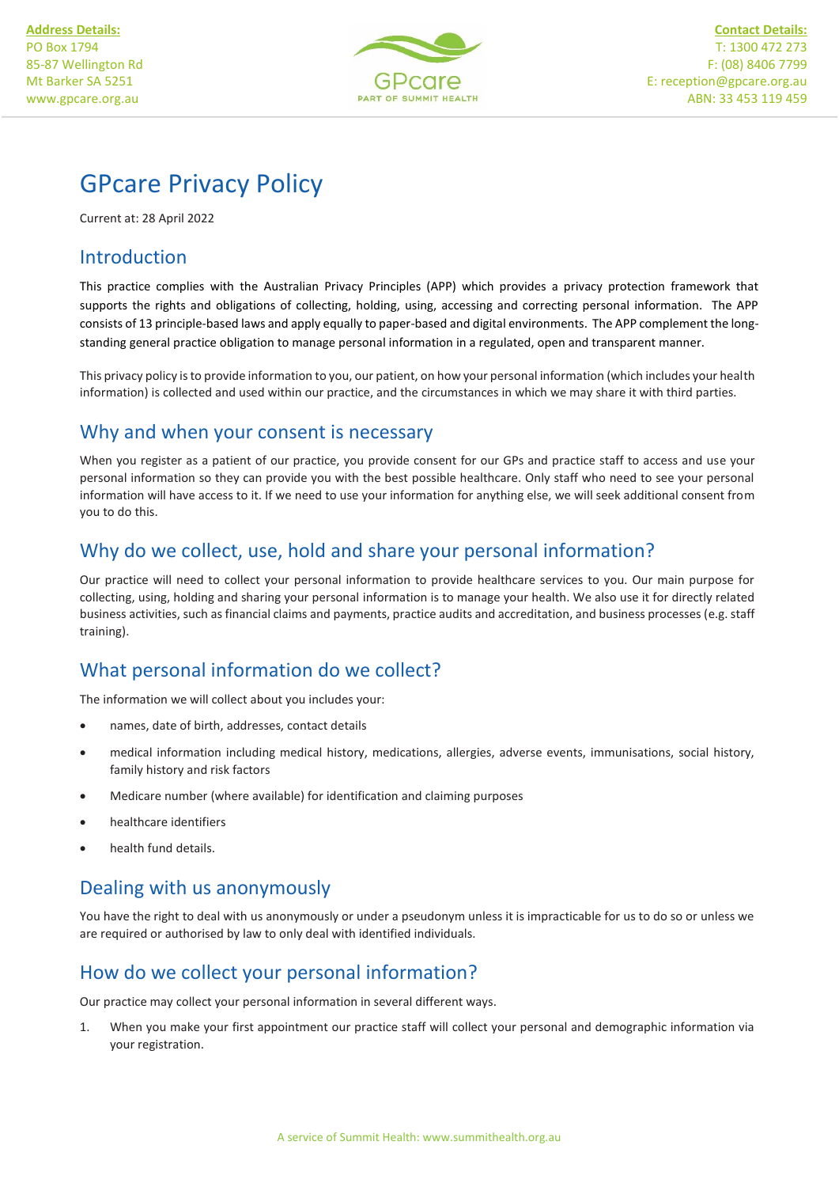**Address Details:**
PO Box 1794
85-87 Wellington Rd
Mt Barker SA 5251
www.gpcare.org.au

**Contact Details:**
T: 1300 472 273
F: (08) 8406 7799
E: reception@gpcare.org.au
ABN: 33 453 119 459

# GPcare Privacy Policy

Current at: 28 April 2022

## Introduction

This practice complies with the Australian Privacy Principles (APP) which provides a privacy protection framework that supports the rights and obligations of collecting, holding, using, accessing and correcting personal information. The APP consists of 13 principle-based laws and apply equally to paper-based and digital environments. The APP complement the long-standing general practice obligation to manage personal information in a regulated, open and transparent manner.

This privacy policy is to provide information to you, our patient, on how your personal information (which includes your health information) is collected and used within our practice, and the circumstances in which we may share it with third parties.

## Why and when your consent is necessary

When you register as a patient of our practice, you provide consent for our GPs and practice staff to access and use your personal information so they can provide you with the best possible healthcare. Only staff who need to see your personal information will have access to it. If we need to use your information for anything else, we will seek additional consent from you to do this.

## Why do we collect, use, hold and share your personal information?

Our practice will need to collect your personal information to provide healthcare services to you. Our main purpose for collecting, using, holding and sharing your personal information is to manage your health. We also use it for directly related business activities, such as financial claims and payments, practice audits and accreditation, and business processes (e.g. staff training).

## What personal information do we collect?

The information we will collect about you includes your:

- names, date of birth, addresses, contact details
- medical information including medical history, medications, allergies, adverse events, immunisations, social history, family history and risk factors
- Medicare number (where available) for identification and claiming purposes
- healthcare identifiers
- health fund details.

## Dealing with us anonymously

You have the right to deal with us anonymously or under a pseudonym unless it is impracticable for us to do so or unless we are required or authorised by law to only deal with identified individuals.

## How do we collect your personal information?

Our practice may collect your personal information in several different ways.

1. When you make your first appointment our practice staff will collect your personal and demographic information via your registration.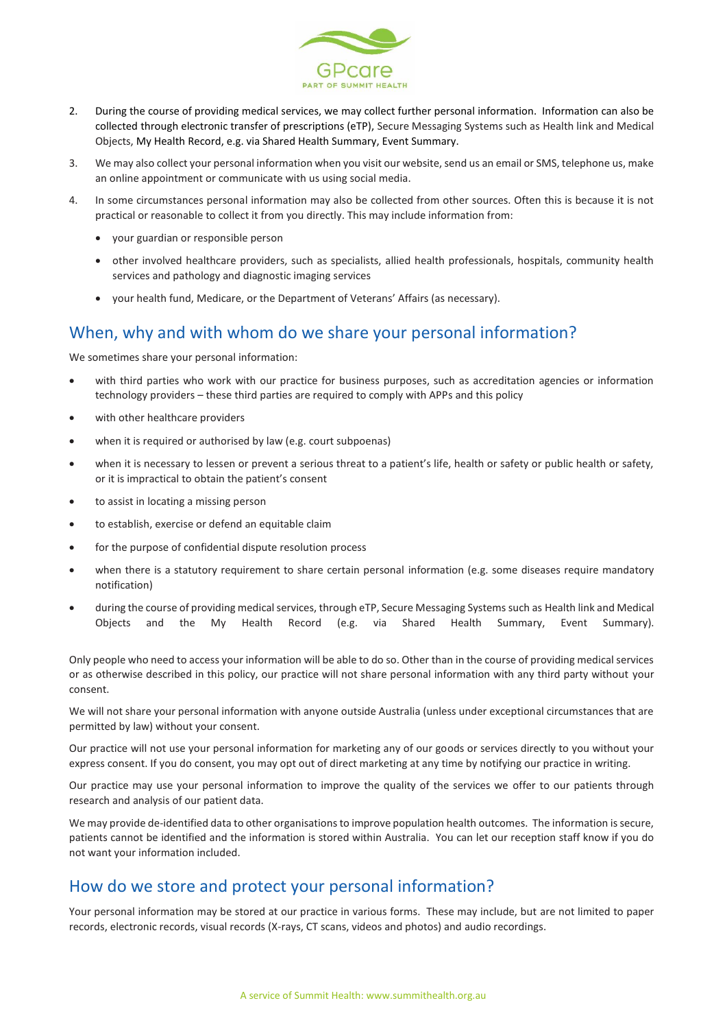2. During the course of providing medical services, we may collect further personal information. Information can also be collected through electronic transfer of prescriptions (eTP), Secure Messaging Systems such as Health link and Medical Objects, My Health Record, e.g. via Shared Health Summary, Event Summary.
3. We may also collect your personal information when you visit our website, send us an email or SMS, telephone us, make an online appointment or communicate with us using social media.
4. In some circumstances personal information may also be collected from other sources. Often this is because it is not practical or reasonable to collect it from you directly. This may include information from:
   - your guardian or responsible person
   - other involved healthcare providers, such as specialists, allied health professionals, hospitals, community health services and pathology and diagnostic imaging services
   - your health fund, Medicare, or the Department of Veterans' Affairs (as necessary).

## When, why and with whom do we share your personal information?

We sometimes share your personal information:

- with third parties who work with our practice for business purposes, such as accreditation agencies or information technology providers – these third parties are required to comply with APPs and this policy
- with other healthcare providers
- when it is required or authorised by law (e.g. court subpoenas)
- when it is necessary to lessen or prevent a serious threat to a patient's life, health or safety or public health or safety, or it is impractical to obtain the patient's consent
- to assist in locating a missing person
- to establish, exercise or defend an equitable claim
- for the purpose of confidential dispute resolution process
- when there is a statutory requirement to share certain personal information (e.g. some diseases require mandatory notification)
- during the course of providing medical services, through eTP, Secure Messaging Systems such as Health link and Medical Objects and the My Health Record (e.g. via Shared Health Summary, Event Summary).

Only people who need to access your information will be able to do so. Other than in the course of providing medical services or as otherwise described in this policy, our practice will not share personal information with any third party without your consent.

We will not share your personal information with anyone outside Australia (unless under exceptional circumstances that are permitted by law) without your consent.

Our practice will not use your personal information for marketing any of our goods or services directly to you without your express consent. If you do consent, you may opt out of direct marketing at any time by notifying our practice in writing.

Our practice may use your personal information to improve the quality of the services we offer to our patients through research and analysis of our patient data.

We may provide de-identified data to other organisations to improve population health outcomes. The information is secure, patients cannot be identified and the information is stored within Australia. You can let our reception staff know if you do not want your information included.

## How do we store and protect your personal information?

Your personal information may be stored at our practice in various forms. These may include, but are not limited to paper records, electronic records, visual records (X-rays, CT scans, videos and photos) and audio recordings.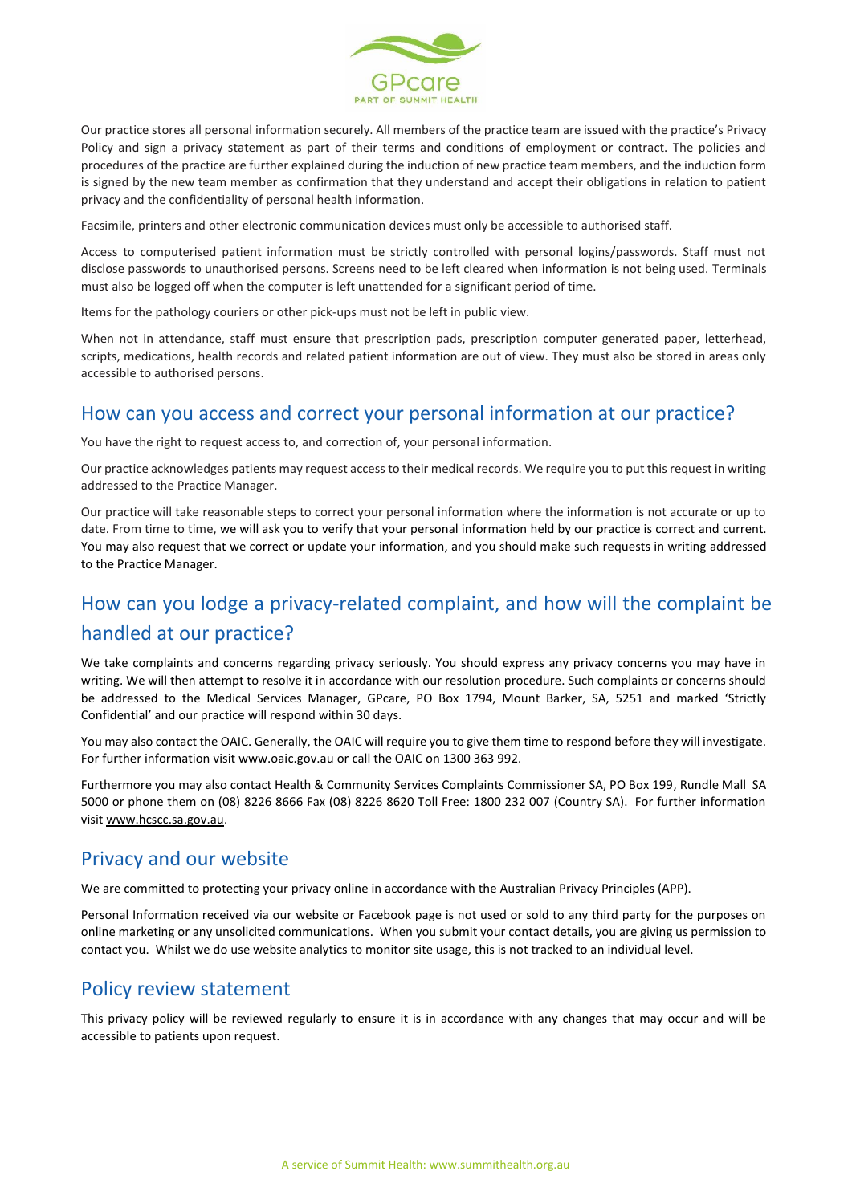Our practice stores all personal information securely. All members of the practice team are issued with the practice's Privacy Policy and sign a privacy statement as part of their terms and conditions of employment or contract. The policies and procedures of the practice are further explained during the induction of new practice team members, and the induction form is signed by the new team member as confirmation that they understand and accept their obligations in relation to patient privacy and the confidentiality of personal health information.

Facsimile, printers and other electronic communication devices must only be accessible to authorised staff.

Access to computerised patient information must be strictly controlled with personal logins/passwords. Staff must not disclose passwords to unauthorised persons. Screens need to be left cleared when information is not being used. Terminals must also be logged off when the computer is left unattended for a significant period of time.

Items for the pathology couriers or other pick-ups must not be left in public view.

When not in attendance, staff must ensure that prescription pads, prescription computer generated paper, letterhead, scripts, medications, health records and related patient information are out of view. They must also be stored in areas only accessible to authorised persons.

## How can you access and correct your personal information at our practice?

You have the right to request access to, and correction of, your personal information.

Our practice acknowledges patients may request access to their medical records. We require you to put this request in writing addressed to the Practice Manager.

Our practice will take reasonable steps to correct your personal information where the information is not accurate or up to date. From time to time, we will ask you to verify that your personal information held by our practice is correct and current. You may also request that we correct or update your information, and you should make such requests in writing addressed to the Practice Manager.

## How can you lodge a privacy-related complaint, and how will the complaint be handled at our practice?

We take complaints and concerns regarding privacy seriously. You should express any privacy concerns you may have in writing. We will then attempt to resolve it in accordance with our resolution procedure. Such complaints or concerns should be addressed to the Medical Services Manager, GPcare, PO Box 1794, Mount Barker, SA, 5251 and marked 'Strictly Confidential' and our practice will respond within 30 days.

You may also contact the OAIC. Generally, the OAIC will require you to give them time to respond before they will investigate. For further information visit www.oaic.gov.au or call the OAIC on 1300 363 992.

Furthermore you may also contact Health & Community Services Complaints Commissioner SA, PO Box 199, Rundle Mall SA 5000 or phone them on (08) 8226 8666 Fax (08) 8226 8620 Toll Free: 1800 232 007 (Country SA). For further information visit www.hcscc.sa.gov.au.

## Privacy and our website

We are committed to protecting your privacy online in accordance with the Australian Privacy Principles (APP).

Personal Information received via our website or Facebook page is not used or sold to any third party for the purposes on online marketing or any unsolicited communications. When you submit your contact details, you are giving us permission to contact you. Whilst we do use website analytics to monitor site usage, this is not tracked to an individual level.

## Policy review statement

This privacy policy will be reviewed regularly to ensure it is in accordance with any changes that may occur and will be accessible to patients upon request.